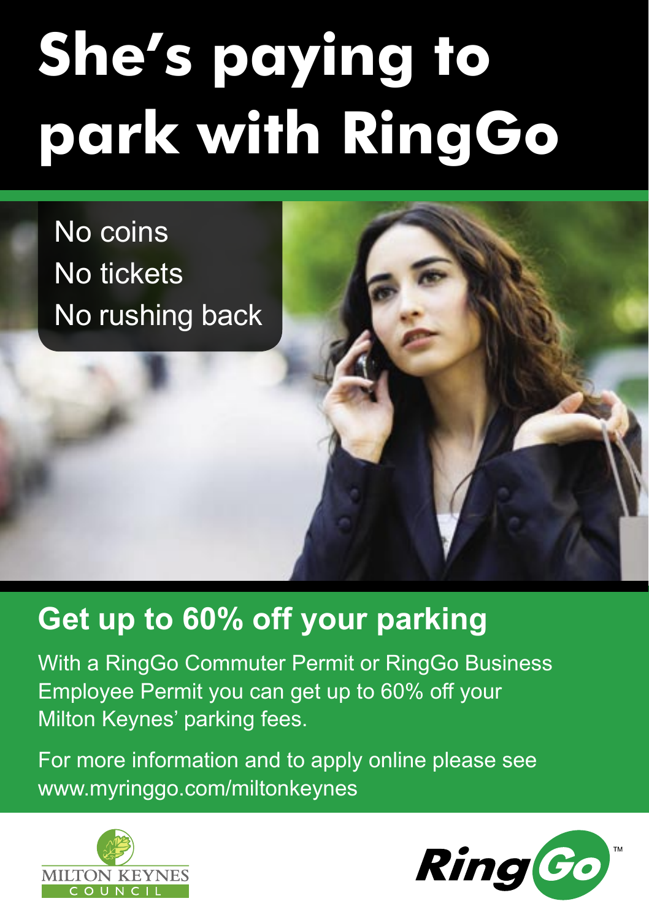# She's paying to park with RingGo

No coins
No tickets
No rushing back

## Get up to 60% off your parking

With a RingGo Commuter Permit or RingGo Business Employee Permit you can get up to 60% off your Milton Keynes' parking fees.

For more information and to apply online please see www.myringgo.com/miltonkeynes

MILTON KEYNES COUNCIL

RingGo™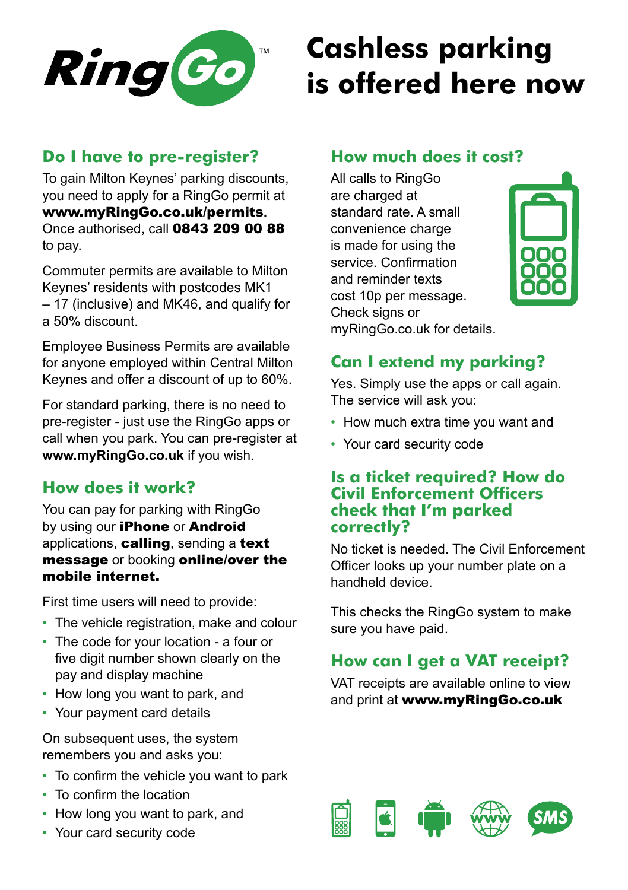RingGo™

# Cashless parking is offered here now

## Do I have to pre-register?

To gain Milton Keynes' parking discounts, you need to apply for a RingGo permit at **www.myRingGo.co.uk/permits**. Once authorised, call **0843 209 00 88** to pay.

Commuter permits are available to Milton Keynes' residents with postcodes MK1 – 17 (inclusive) and MK46, and qualify for a 50% discount.

Employee Business Permits are available for anyone employed within Central Milton Keynes and offer a discount of up to 60%.

For standard parking, there is no need to pre-register - just use the RingGo apps or call when you park. You can pre-register at **www.myRingGo.co.uk** if you wish.

## How does it work?

You can pay for parking with RingGo by using our **iPhone** or **Android** applications, **calling**, sending a **text message** or booking **online/over the mobile internet.**

First time users will need to provide:

- The vehicle registration, make and colour
- The code for your location - a four or five digit number shown clearly on the pay and display machine
- How long you want to park, and
- Your payment card details

On subsequent uses, the system remembers you and asks you:

- To confirm the vehicle you want to park
- To confirm the location
- How long you want to park, and
- Your card security code

## How much does it cost?

All calls to RingGo are charged at standard rate. A small convenience charge is made for using the service. Confirmation and reminder texts cost 10p per message. Check signs or myRingGo.co.uk for details.

## Can I extend my parking?

Yes. Simply use the apps or call again. The service will ask you:

- How much extra time you want and
- Your card security code

## Is a ticket required? How do Civil Enforcement Officers check that I'm parked correctly?

No ticket is needed. The Civil Enforcement Officer looks up your number plate on a handheld device.

This checks the RingGo system to make sure you have paid.

## How can I get a VAT receipt?

VAT receipts are available online to view and print at **www.myRingGo.co.uk**

SMS